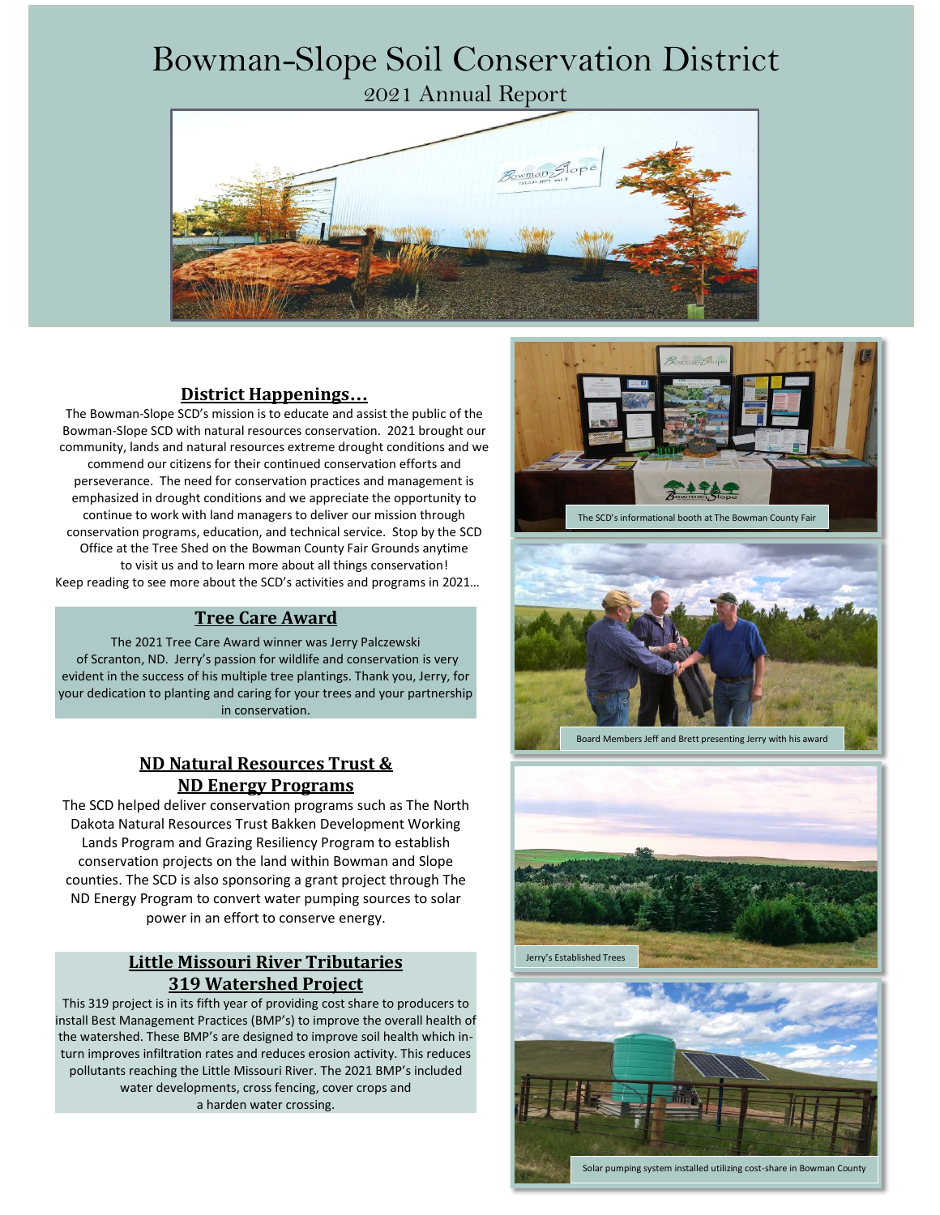# Bowman-Slope Soil Conservation District

## 2021 Annual Report

## District Happenings…

The Bowman-Slope SCD's mission is to educate and assist the public of the Bowman-Slope SCD with natural resources conservation. 2021 brought our community, lands and natural resources extreme drought conditions and we commend our citizens for their continued conservation efforts and perseverance. The need for conservation practices and management is emphasized in drought conditions and we appreciate the opportunity to continue to work with land managers to deliver our mission through conservation programs, education, and technical service. Stop by the SCD Office at the Tree Shed on the Bowman County Fair Grounds anytime to visit us and to learn more about all things conservation! Keep reading to see more about the SCD's activities and programs in 2021…

The SCD's informational booth at The Bowman County Fair

## Tree Care Award

The 2021 Tree Care Award winner was Jerry Palczewski of Scranton, ND. Jerry's passion for wildlife and conservation is very evident in the success of his multiple tree plantings. Thank you, Jerry, for your dedication to planting and caring for your trees and your partnership in conservation.

Board Members Jeff and Brett presenting Jerry with his award

## ND Natural Resources Trust & ND Energy Programs

The SCD helped deliver conservation programs such as The North Dakota Natural Resources Trust Bakken Development Working Lands Program and Grazing Resiliency Program to establish conservation projects on the land within Bowman and Slope counties. The SCD is also sponsoring a grant project through The ND Energy Program to convert water pumping sources to solar power in an effort to conserve energy.

Jerry's Established Trees

## Little Missouri River Tributaries 319 Watershed Project

This 319 project is in its fifth year of providing cost share to producers to install Best Management Practices (BMP's) to improve the overall health of the watershed. These BMP's are designed to improve soil health which in-turn improves infiltration rates and reduces erosion activity. This reduces pollutants reaching the Little Missouri River. The 2021 BMP's included water developments, cross fencing, cover crops and a harden water crossing.

Solar pumping system installed utilizing cost-share in Bowman County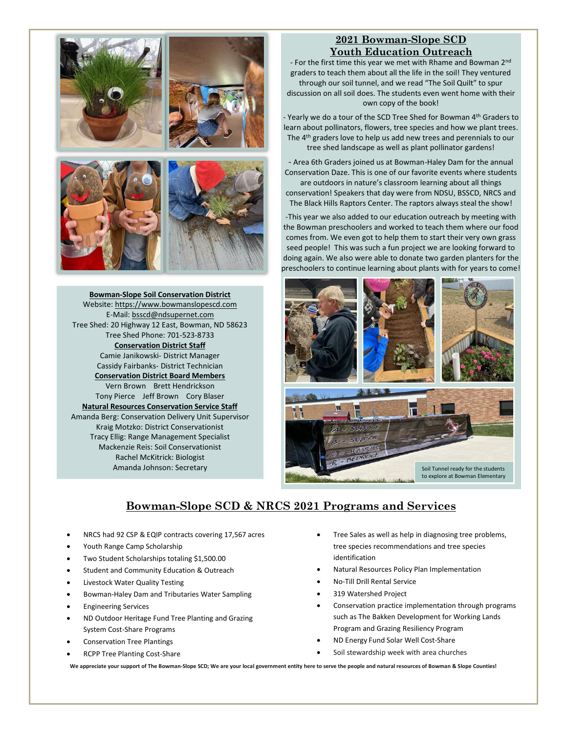## 2021 Bowman-Slope SCD Youth Education Outreach

- For the first time this year we met with Rhame and Bowman 2nd graders to teach them about all the life in the soil! They ventured through our soil tunnel, and we read "The Soil Quilt" to spur discussion on all soil does. The students even went home with their own copy of the book!

- Yearly we do a tour of the SCD Tree Shed for Bowman 4th Graders to learn about pollinators, flowers, tree species and how we plant trees. The 4th graders love to help us add new trees and perennials to our tree shed landscape as well as plant pollinator gardens!

- Area 6th Graders joined us at Bowman-Haley Dam for the annual Conservation Daze. This is one of our favorite events where students are outdoors in nature's classroom learning about all things conservation! Speakers that day were from NDSU, BSSCD, NRCS and The Black Hills Raptors Center. The raptors always steal the show!

-This year we also added to our education outreach by meeting with the Bowman preschoolers and worked to teach them where our food comes from. We even got to help them to start their very own grass seed people! This was such a fun project we are looking forward to doing again. We also were able to donate two garden planters for the preschoolers to continue learning about plants with for years to come!

Soil Tunnel ready for the students to explore at Bowman Elementary

**Bowman-Slope Soil Conservation District**
Website: https://www.bowmanslopescd.com
E-Mail: bsscd@ndsupernet.com
Tree Shed: 20 Highway 12 East, Bowman, ND 58623
Tree Shed Phone: 701-523-8733

**Conservation District Staff**
Camie Janikowski- District Manager
Cassidy Fairbanks- District Technician

**Conservation District Board Members**
Vern Brown  Brett Hendrickson
Tony Pierce  Jeff Brown  Cory Blaser

**Natural Resources Conservation Service Staff**
Amanda Berg: Conservation Delivery Unit Supervisor
Kraig Motzko: District Conservationist
Tracy Ellig: Range Management Specialist
Mackenzie Reis: Soil Conservationist
Rachel McKitrick: Biologist
Amanda Johnson: Secretary

## Bowman-Slope SCD & NRCS 2021 Programs and Services

- NRCS had 92 CSP & EQIP contracts covering 17,567 acres
- Youth Range Camp Scholarship
- Two Student Scholarships totaling $1,500.00
- Student and Community Education & Outreach
- Livestock Water Quality Testing
- Bowman-Haley Dam and Tributaries Water Sampling
- Engineering Services
- ND Outdoor Heritage Fund Tree Planting and Grazing System Cost-Share Programs
- Conservation Tree Plantings
- RCPP Tree Planting Cost-Share
- Tree Sales as well as help in diagnosing tree problems, tree species recommendations and tree species identification
- Natural Resources Policy Plan Implementation
- No-Till Drill Rental Service
- 319 Watershed Project
- Conservation practice implementation through programs such as The Bakken Development for Working Lands Program and Grazing Resiliency Program
- ND Energy Fund Solar Well Cost-Share
- Soil stewardship week with area churches

**We appreciate your support of The Bowman-Slope SCD; We are your local government entity here to serve the people and natural resources of Bowman & Slope Counties!**